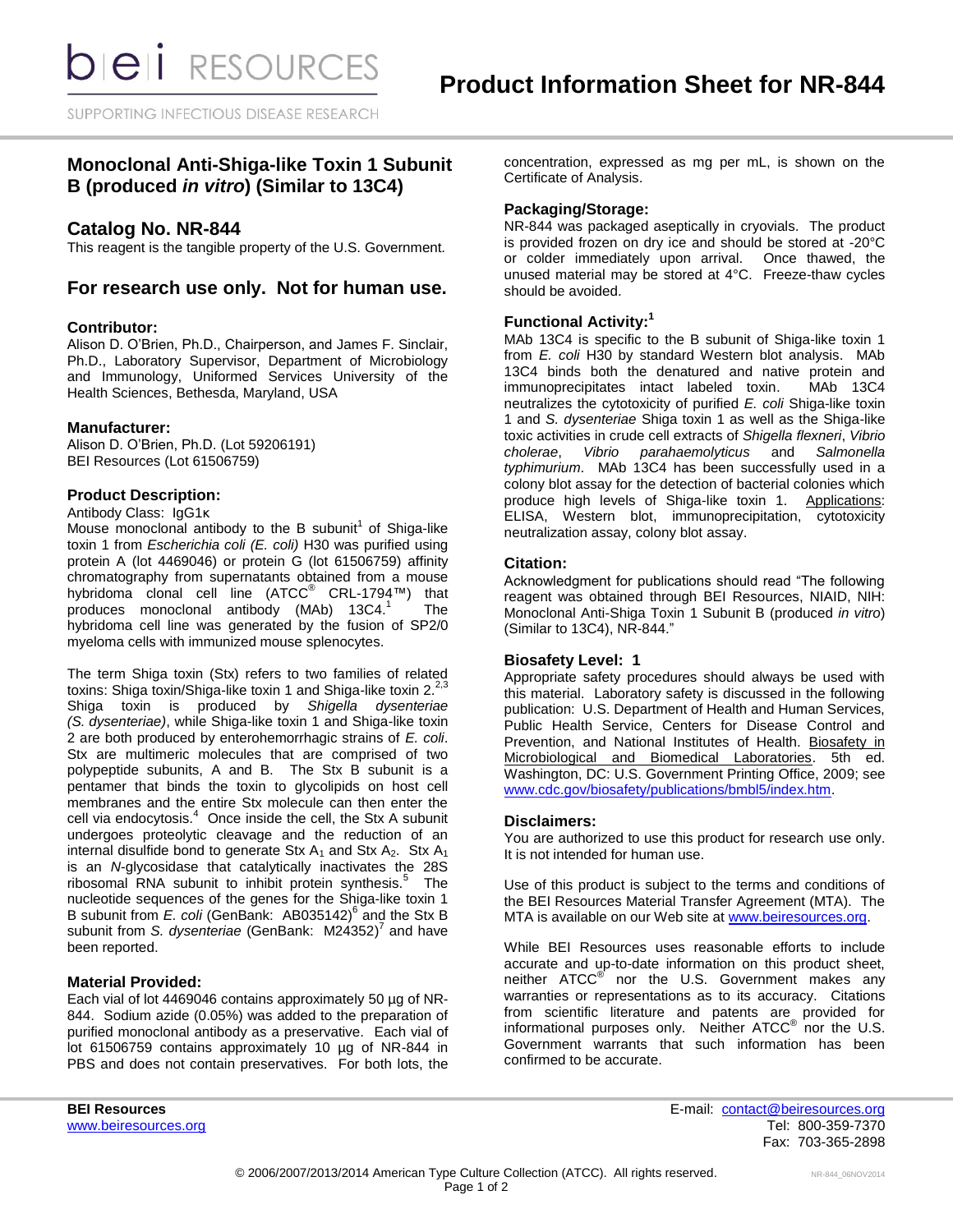# Product Information Sheet for NR-844

## Monoclonal Anti-Shiga-like Toxin 1 Subunit B (produced *in vitro*) (Similar to 13C4)

## Catalog No. NR-844

This reagent is the tangible property of the U.S. Government.

## For research use only. Not for human use.

### Contributor:

Alison D. O'Brien, Ph.D., Chairperson, and James F. Sinclair, Ph.D., Laboratory Supervisor, Department of Microbiology and Immunology, Uniformed Services University of the Health Sciences, Bethesda, Maryland, USA

### Manufacturer:

Alison D. O'Brien, Ph.D. (Lot 59206191)
BEI Resources (Lot 61506759)

### Product Description:

Antibody Class: IgG1κ

Mouse monoclonal antibody to the B subunit[1] of Shiga-like toxin 1 from *Escherichia coli (E. coli)* H30 was purified using protein A (lot 4469046) or protein G (lot 61506759) affinity chromatography from supernatants obtained from a mouse hybridoma clonal cell line (ATCC® CRL-1794™) that produces monoclonal antibody (MAb) 13C4.[1] The hybridoma cell line was generated by the fusion of SP2/0 myeloma cells with immunized mouse splenocytes.

The term Shiga toxin (Stx) refers to two families of related toxins: Shiga toxin/Shiga-like toxin 1 and Shiga-like toxin 2.[2,3] Shiga toxin is produced by *Shigella dysenteriae (S. dysenteriae)*, while Shiga-like toxin 1 and Shiga-like toxin 2 are both produced by enterohemorrhagic strains of *E. coli*. Stx are multimeric molecules that are comprised of two polypeptide subunits, A and B. The Stx B subunit is a pentamer that binds the toxin to glycolipids on host cell membranes and the entire Stx molecule can then enter the cell via endocytosis.[4] Once inside the cell, the Stx A subunit undergoes proteolytic cleavage and the reduction of an internal disulfide bond to generate Stx $A_1$ and Stx $A_2$. Stx $A_1$ is an *N*-glycosidase that catalytically inactivates the 28S ribosomal RNA subunit to inhibit protein synthesis.[5] The nucleotide sequences of the genes for the Shiga-like toxin 1 B subunit from *E. coli* (GenBank: AB035142)[6] and the Stx B subunit from *S. dysenteriae* (GenBank: M24352)[7] and have been reported.

### Material Provided:

Each vial of lot 4469046 contains approximately 50 µg of NR-844. Sodium azide (0.05%) was added to the preparation of purified monoclonal antibody as a preservative. Each vial of lot 61506759 contains approximately 10 µg of NR-844 in PBS and does not contain preservatives. For both lots, the concentration, expressed as mg per mL, is shown on the Certificate of Analysis.

### Packaging/Storage:

NR-844 was packaged aseptically in cryovials. The product is provided frozen on dry ice and should be stored at -20°C or colder immediately upon arrival. Once thawed, the unused material may be stored at 4°C. Freeze-thaw cycles should be avoided.

### Functional Activity:[1]

MAb 13C4 is specific to the B subunit of Shiga-like toxin 1 from *E. coli* H30 by standard Western blot analysis. MAb 13C4 binds both the denatured and native protein and immunoprecipitates intact labeled toxin. MAb 13C4 neutralizes the cytotoxicity of purified *E. coli* Shiga-like toxin 1 and *S. dysenteriae* Shiga toxin 1 as well as the Shiga-like toxic activities in crude cell extracts of *Shigella flexneri*, *Vibrio cholerae*, *Vibrio parahaemolyticus* and *Salmonella typhimurium*. MAb 13C4 has been successfully used in a colony blot assay for the detection of bacterial colonies which produce high levels of Shiga-like toxin 1. Applications: ELISA, Western blot, immunoprecipitation, cytotoxicity neutralization assay, colony blot assay.

### Citation:

Acknowledgment for publications should read "The following reagent was obtained through BEI Resources, NIAID, NIH: Monoclonal Anti-Shiga Toxin 1 Subunit B (produced *in vitro*) (Similar to 13C4), NR-844."

### Biosafety Level: 1

Appropriate safety procedures should always be used with this material. Laboratory safety is discussed in the following publication: U.S. Department of Health and Human Services, Public Health Service, Centers for Disease Control and Prevention, and National Institutes of Health. Biosafety in Microbiological and Biomedical Laboratories. 5th ed. Washington, DC: U.S. Government Printing Office, 2009; see www.cdc.gov/biosafety/publications/bmbl5/index.htm.

### Disclaimers:

You are authorized to use this product for research use only. It is not intended for human use.

Use of this product is subject to the terms and conditions of the BEI Resources Material Transfer Agreement (MTA). The MTA is available on our Web site at www.beiresources.org.

While BEI Resources uses reasonable efforts to include accurate and up-to-date information on this product sheet, neither ATCC® nor the U.S. Government makes any warranties or representations as to its accuracy. Citations from scientific literature and patents are provided for informational purposes only. Neither ATCC® nor the U.S. Government warrants that such information has been confirmed to be accurate.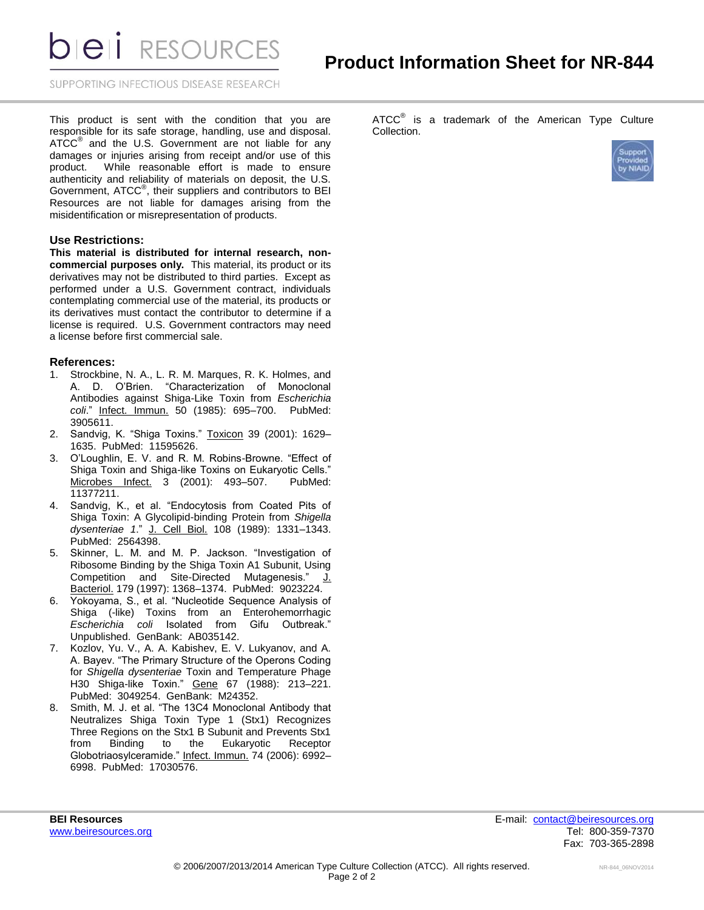This product is sent with the condition that you are responsible for its safe storage, handling, use and disposal. ATCC® and the U.S. Government are not liable for any damages or injuries arising from receipt and/or use of this product. While reasonable effort is made to ensure authenticity and reliability of materials on deposit, the U.S. Government, ATCC®, their suppliers and contributors to BEI Resources are not liable for damages arising from the misidentification or misrepresentation of products.

### Use Restrictions:

**This material is distributed for internal research, non-commercial purposes only.** This material, its product or its derivatives may not be distributed to third parties. Except as performed under a U.S. Government contract, individuals contemplating commercial use of the material, its products or its derivatives must contact the contributor to determine if a license is required. U.S. Government contractors may need a license before first commercial sale.

### References:

1. Strockbine, N. A., L. R. M. Marques, R. K. Holmes, and A. D. O'Brien. "Characterization of Monoclonal Antibodies against Shiga-Like Toxin from *Escherichia coli*." Infect. Immun. 50 (1985): 695–700. PubMed: 3905611.
2. Sandvig, K. "Shiga Toxins." Toxicon 39 (2001): 1629–1635. PubMed: 11595626.
3. O'Loughlin, E. V. and R. M. Robins-Browne. "Effect of Shiga Toxin and Shiga-like Toxins on Eukaryotic Cells." Microbes Infect. 3 (2001): 493–507. PubMed: 11377211.
4. Sandvig, K., et al. "Endocytosis from Coated Pits of Shiga Toxin: A Glycolipid-binding Protein from *Shigella dysenteriae 1*." J. Cell Biol. 108 (1989): 1331–1343. PubMed: 2564398.
5. Skinner, L. M. and M. P. Jackson. "Investigation of Ribosome Binding by the Shiga Toxin A1 Subunit, Using Competition and Site-Directed Mutagenesis." J. Bacteriol. 179 (1997): 1368–1374. PubMed: 9023224.
6. Yokoyama, S., et al. "Nucleotide Sequence Analysis of Shiga (-like) Toxins from an Enterohemorrhagic *Escherichia coli* Isolated from Gifu Outbreak." Unpublished. GenBank: AB035142.
7. Kozlov, Yu. V., A. A. Kabishev, E. V. Lukyanov, and A. A. Bayev. "The Primary Structure of the Operons Coding for *Shigella dysenteriae* Toxin and Temperature Phage H30 Shiga-like Toxin." Gene 67 (1988): 213–221. PubMed: 3049254. GenBank: M24352.
8. Smith, M. J. et al. "The 13C4 Monoclonal Antibody that Neutralizes Shiga Toxin Type 1 (Stx1) Recognizes Three Regions on the Stx1 B Subunit and Prevents Stx1 from Binding to the Eukaryotic Receptor Globotriaosylceramide." Infect. Immun. 74 (2006): 6992–6998. PubMed: 17030576.

ATCC® is a trademark of the American Type Culture Collection.

Support Provided by NIAID

**BEI Resources**
www.beiresources.org

E-mail: contact@beiresources.org
Tel: 800-359-7370
Fax: 703-365-2898

© 2006/2007/2013/2014 American Type Culture Collection (ATCC). All rights reserved.

NR-844_06NOV2014